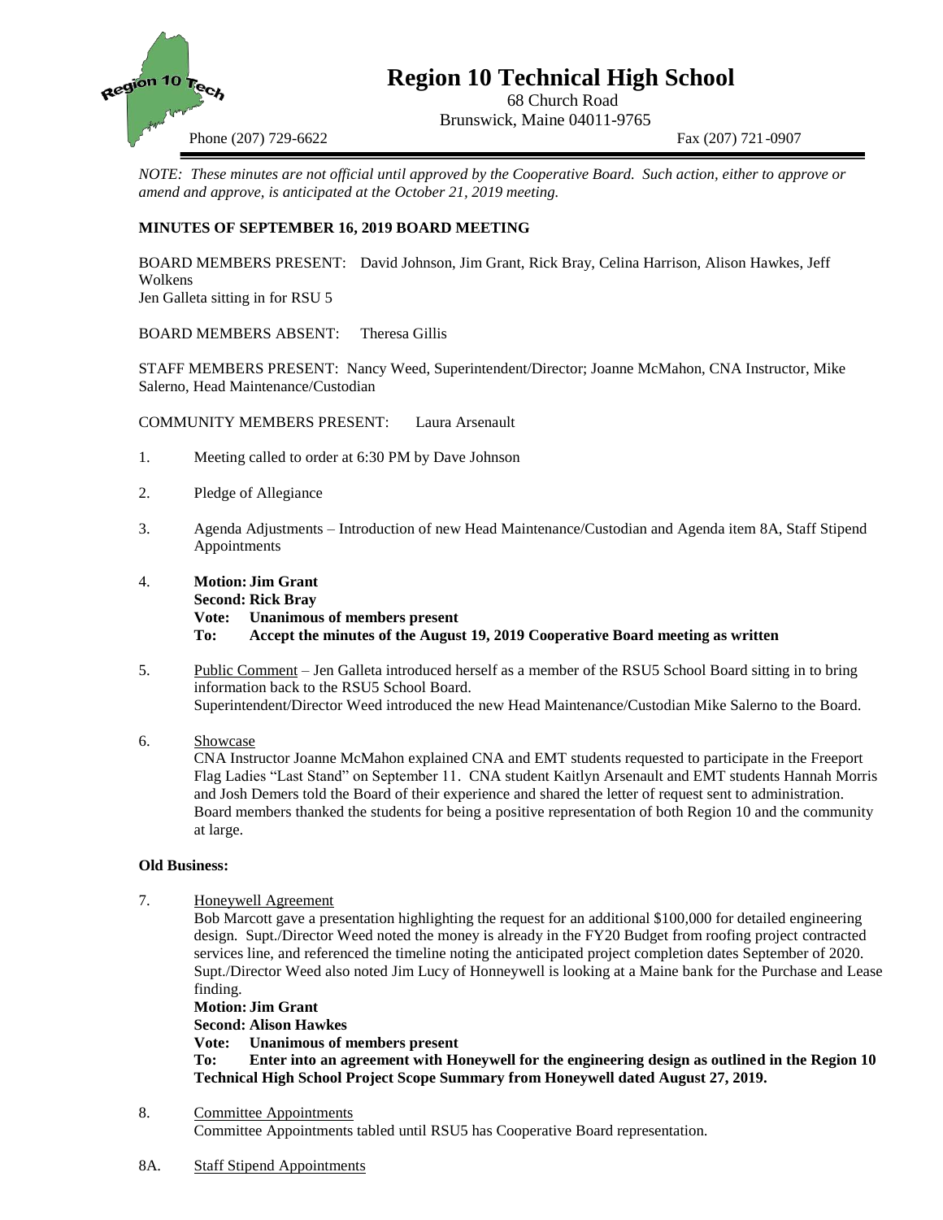# Region 10 Technical High School

68 Church Road
Brunswick, Maine 04011-9765

Phone (207) 729-6622 Fax (207) 721-0907

*NOTE: These minutes are not official until approved by the Cooperative Board. Such action, either to approve or amend and approve, is anticipated at the October 21, 2019 meeting.*

**MINUTES OF SEPTEMBER 16, 2019 BOARD MEETING**

BOARD MEMBERS PRESENT: David Johnson, Jim Grant, Rick Bray, Celina Harrison, Alison Hawkes, Jeff Wolkens
Jen Galleta sitting in for RSU 5

BOARD MEMBERS ABSENT: Theresa Gillis

STAFF MEMBERS PRESENT: Nancy Weed, Superintendent/Director; Joanne McMahon, CNA Instructor, Mike Salerno, Head Maintenance/Custodian

COMMUNITY MEMBERS PRESENT: Laura Arsenault

1. Meeting called to order at 6:30 PM by Dave Johnson

2. Pledge of Allegiance

3. Agenda Adjustments – Introduction of new Head Maintenance/Custodian and Agenda item 8A, Staff Stipend Appointments

4. **Motion: Jim Grant**
   **Second: Rick Bray**
   **Vote: Unanimous of members present**
   **To: Accept the minutes of the August 19, 2019 Cooperative Board meeting as written**

5. Public Comment – Jen Galleta introduced herself as a member of the RSU5 School Board sitting in to bring information back to the RSU5 School Board.
   Superintendent/Director Weed introduced the new Head Maintenance/Custodian Mike Salerno to the Board.

6. Showcase
   CNA Instructor Joanne McMahon explained CNA and EMT students requested to participate in the Freeport Flag Ladies "Last Stand" on September 11. CNA student Kaitlyn Arsenault and EMT students Hannah Morris and Josh Demers told the Board of their experience and shared the letter of request sent to administration. Board members thanked the students for being a positive representation of both Region 10 and the community at large.

**Old Business:**

7. Honeywell Agreement
   Bob Marcott gave a presentation highlighting the request for an additional $100,000 for detailed engineering design. Supt./Director Weed noted the money is already in the FY20 Budget from roofing project contracted services line, and referenced the timeline noting the anticipated project completion dates September of 2020. Supt./Director Weed also noted Jim Lucy of Honneywell is looking at a Maine bank for the Purchase and Lease finding.
   **Motion: Jim Grant**
   **Second: Alison Hawkes**
   **Vote: Unanimous of members present**
   **To: Enter into an agreement with Honeywell for the engineering design as outlined in the Region 10 Technical High School Project Scope Summary from Honeywell dated August 27, 2019.**

8. Committee Appointments
   Committee Appointments tabled until RSU5 has Cooperative Board representation.

8A. Staff Stipend Appointments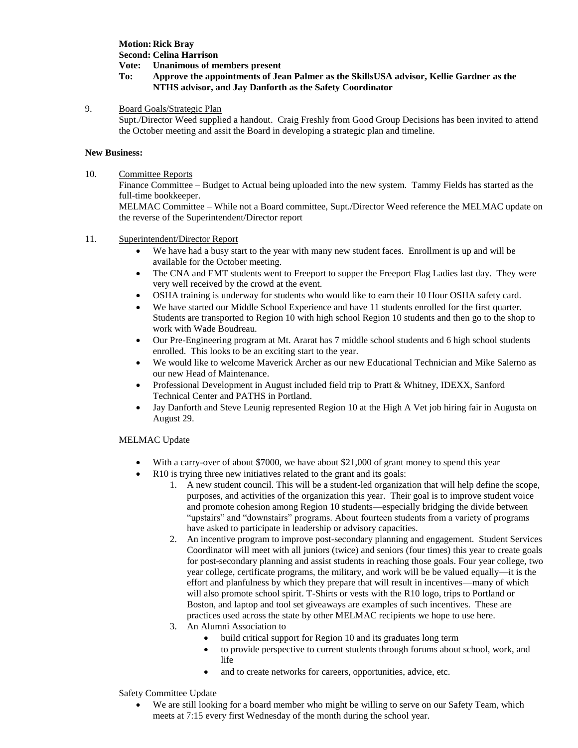**Motion: Rick Bray**
**Second: Celina Harrison**
**Vote: Unanimous of members present**
**To: Approve the appointments of Jean Palmer as the SkillsUSA advisor, Kellie Gardner as the NTHS advisor, and Jay Danforth as the Safety Coordinator**

9. Board Goals/Strategic Plan
   Supt./Director Weed supplied a handout. Craig Freshly from Good Group Decisions has been invited to attend the October meeting and assit the Board in developing a strategic plan and timeline.

**New Business:**

10. Committee Reports
    Finance Committee – Budget to Actual being uploaded into the new system. Tammy Fields has started as the full-time bookkeeper.
    MELMAC Committee – While not a Board committee, Supt./Director Weed reference the MELMAC update on the reverse of the Superintendent/Director report

11. Superintendent/Director Report
    - We have had a busy start to the year with many new student faces. Enrollment is up and will be available for the October meeting.
    - The CNA and EMT students went to Freeport to supper the Freeport Flag Ladies last day. They were very well received by the crowd at the event.
    - OSHA training is underway for students who would like to earn their 10 Hour OSHA safety card.
    - We have started our Middle School Experience and have 11 students enrolled for the first quarter. Students are transported to Region 10 with high school Region 10 students and then go to the shop to work with Wade Boudreau.
    - Our Pre-Engineering program at Mt. Ararat has 7 middle school students and 6 high school students enrolled. This looks to be an exciting start to the year.
    - We would like to welcome Maverick Archer as our new Educational Technician and Mike Salerno as our new Head of Maintenance.
    - Professional Development in August included field trip to Pratt & Whitney, IDEXX, Sanford Technical Center and PATHS in Portland.
    - Jay Danforth and Steve Leunig represented Region 10 at the High A Vet job hiring fair in Augusta on August 29.

    MELMAC Update

    - With a carry-over of about $7000, we have about $21,000 of grant money to spend this year
    - R10 is trying three new initiatives related to the grant and its goals:
        1. A new student council. This will be a student-led organization that will help define the scope, purposes, and activities of the organization this year. Their goal is to improve student voice and promote cohesion among Region 10 students—especially bridging the divide between "upstairs" and "downstairs" programs. About fourteen students from a variety of programs have asked to participate in leadership or advisory capacities.
        2. An incentive program to improve post-secondary planning and engagement. Student Services Coordinator will meet with all juniors (twice) and seniors (four times) this year to create goals for post-secondary planning and assist students in reaching those goals. Four year college, two year college, certificate programs, the military, and work will be be valued equally—it is the effort and planfulness by which they prepare that will result in incentives—many of which will also promote school spirit. T-Shirts or vests with the R10 logo, trips to Portland or Boston, and laptop and tool set giveaways are examples of such incentives. These are practices used across the state by other MELMAC recipients we hope to use here.
        3. An Alumni Association to
            - build critical support for Region 10 and its graduates long term
            - to provide perspective to current students through forums about school, work, and life
            - and to create networks for careers, opportunities, advice, etc.

    Safety Committee Update

    - We are still looking for a board member who might be willing to serve on our Safety Team, which meets at 7:15 every first Wednesday of the month during the school year.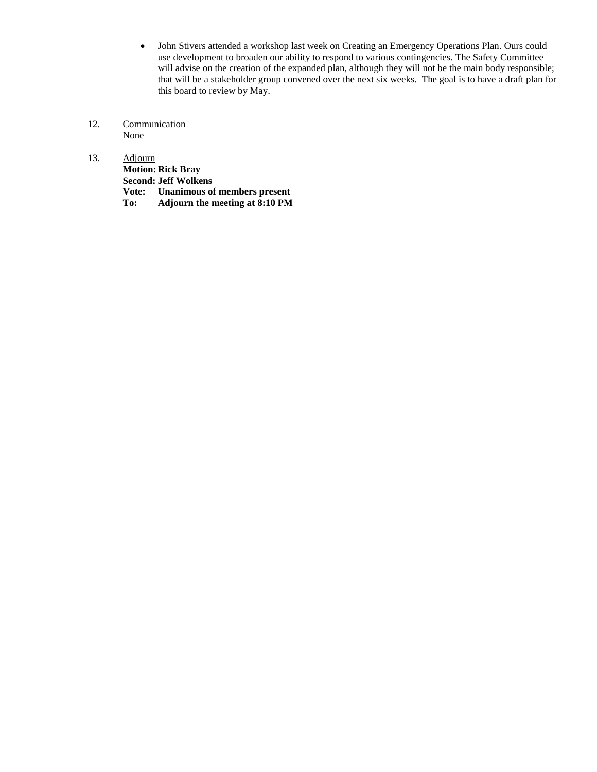- John Stivers attended a workshop last week on Creating an Emergency Operations Plan. Ours could use development to broaden our ability to respond to various contingencies. The Safety Committee will advise on the creation of the expanded plan, although they will not be the main body responsible; that will be a stakeholder group convened over the next six weeks. The goal is to have a draft plan for this board to review by May.

12. Communication
    None

13. Adjourn
    **Motion: Rick Bray**
    **Second: Jeff Wolkens**
    **Vote: Unanimous of members present**
    **To: Adjourn the meeting at 8:10 PM**